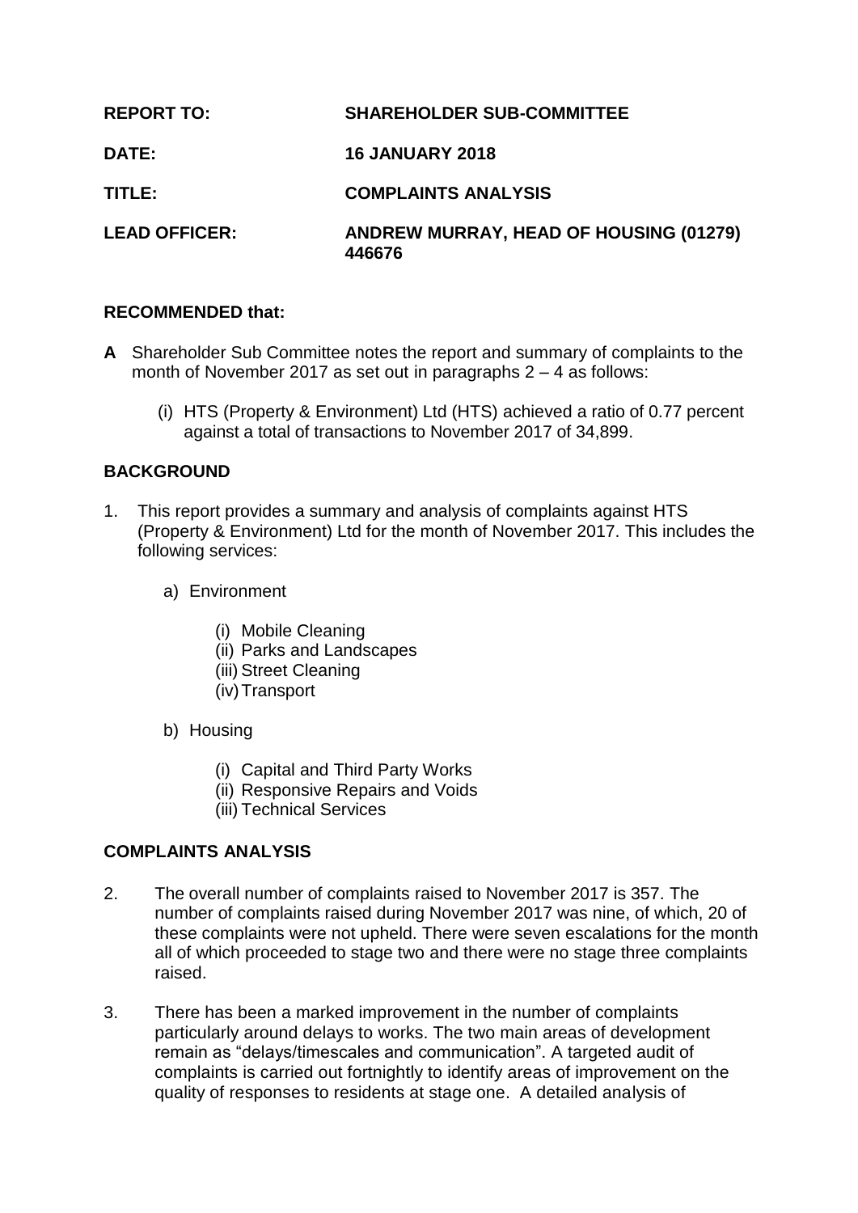| | |
|---|---|
| **REPORT TO:** | **SHAREHOLDER SUB-COMMITTEE** |
| **DATE:** | **16 JANUARY 2018** |
| **TITLE:** | **COMPLAINTS ANALYSIS** |
| **LEAD OFFICER:** | **ANDREW MURRAY, HEAD OF HOUSING (01279) 446676** |

## RECOMMENDED that:

**A** Shareholder Sub Committee notes the report and summary of complaints to the month of November 2017 as set out in paragraphs 2 – 4 as follows:

(i) HTS (Property & Environment) Ltd (HTS) achieved a ratio of 0.77 percent against a total of transactions to November 2017 of 34,899.

## BACKGROUND

1. This report provides a summary and analysis of complaints against HTS (Property & Environment) Ltd for the month of November 2017. This includes the following services:

   a) Environment

      (i) Mobile Cleaning
      (ii) Parks and Landscapes
      (iii) Street Cleaning
      (iv) Transport

   b) Housing

      (i) Capital and Third Party Works
      (ii) Responsive Repairs and Voids
      (iii) Technical Services

## COMPLAINTS ANALYSIS

2. The overall number of complaints raised to November 2017 is 357. The number of complaints raised during November 2017 was nine, of which, 20 of these complaints were not upheld. There were seven escalations for the month all of which proceeded to stage two and there were no stage three complaints raised.

3. There has been a marked improvement in the number of complaints particularly around delays to works. The two main areas of development remain as "delays/timescales and communication". A targeted audit of complaints is carried out fortnightly to identify areas of improvement on the quality of responses to residents at stage one. A detailed analysis of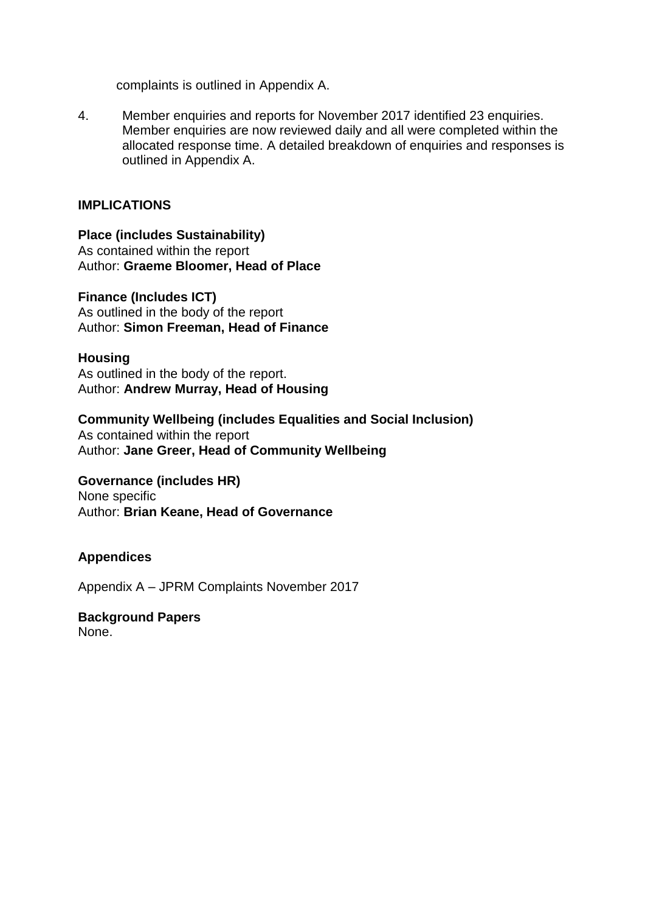complaints is outlined in Appendix A.

4. Member enquiries and reports for November 2017 identified 23 enquiries. Member enquiries are now reviewed daily and all were completed within the allocated response time. A detailed breakdown of enquiries and responses is outlined in Appendix A.

## IMPLICATIONS

**Place (includes Sustainability)**
As contained within the report
Author: **Graeme Bloomer, Head of Place**

**Finance (Includes ICT)**
As outlined in the body of the report
Author: **Simon Freeman, Head of Finance**

**Housing**
As outlined in the body of the report.
Author: **Andrew Murray, Head of Housing**

**Community Wellbeing (includes Equalities and Social Inclusion)**
As contained within the report
Author: **Jane Greer, Head of Community Wellbeing**

**Governance (includes HR)**
None specific
Author: **Brian Keane, Head of Governance**

## Appendices

Appendix A – JPRM Complaints November 2017

**Background Papers**
None.